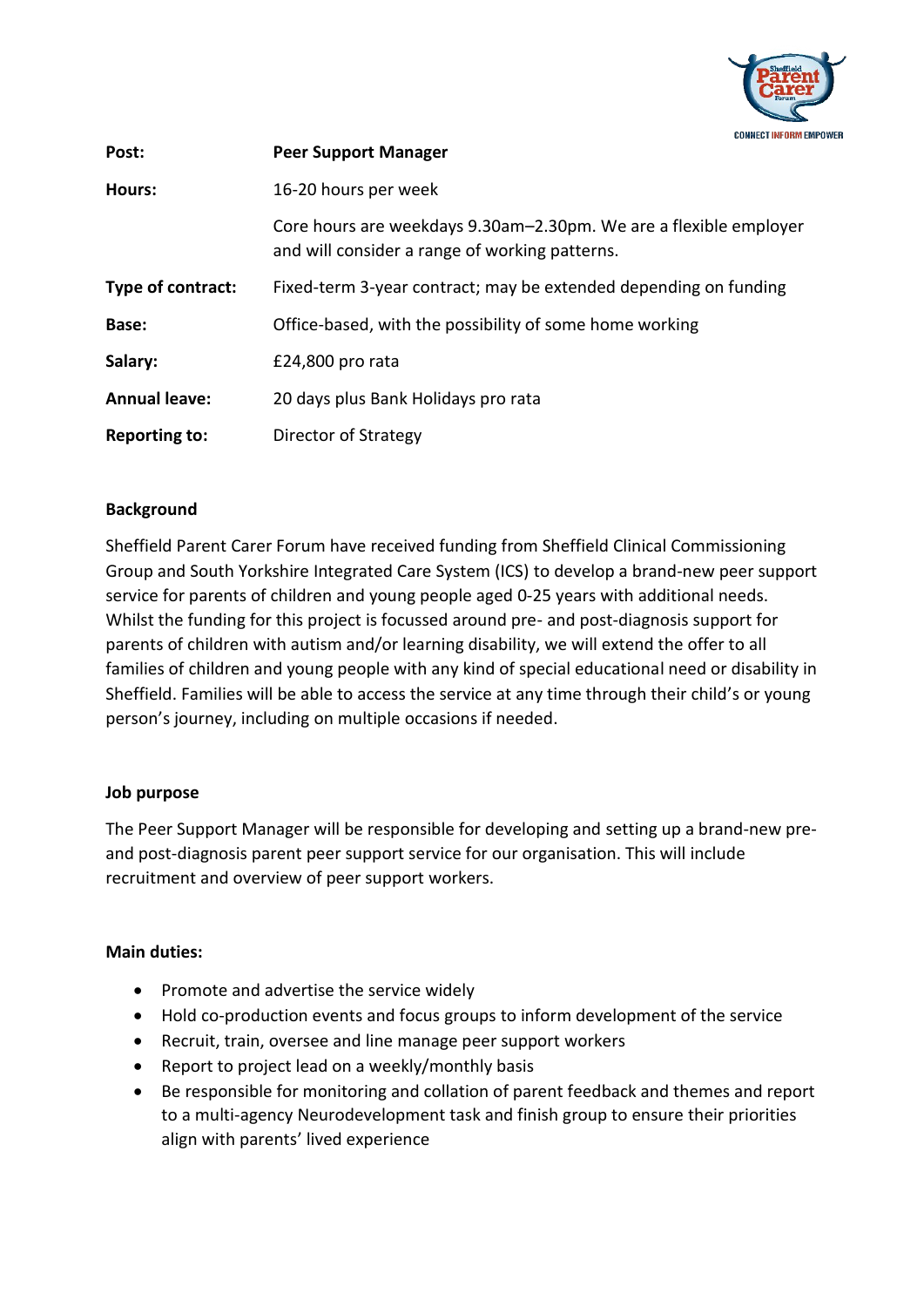| | |
|---|---|
| **Post:** | **Peer Support Manager** |
| **Hours:** | 16-20 hours per week |
| | Core hours are weekdays 9.30am–2.30pm. We are a flexible employer and will consider a range of working patterns. |
| **Type of contract:** | Fixed-term 3-year contract; may be extended depending on funding |
| **Base:** | Office-based, with the possibility of some home working |
| **Salary:** | £24,800 pro rata |
| **Annual leave:** | 20 days plus Bank Holidays pro rata |
| **Reporting to:** | Director of Strategy |

**Background**

Sheffield Parent Carer Forum have received funding from Sheffield Clinical Commissioning Group and South Yorkshire Integrated Care System (ICS) to develop a brand-new peer support service for parents of children and young people aged 0-25 years with additional needs. Whilst the funding for this project is focussed around pre- and post-diagnosis support for parents of children with autism and/or learning disability, we will extend the offer to all families of children and young people with any kind of special educational need or disability in Sheffield. Families will be able to access the service at any time through their child's or young person's journey, including on multiple occasions if needed.

**Job purpose**

The Peer Support Manager will be responsible for developing and setting up a brand-new pre- and post-diagnosis parent peer support service for our organisation. This will include recruitment and overview of peer support workers.

**Main duties:**

- Promote and advertise the service widely
- Hold co-production events and focus groups to inform development of the service
- Recruit, train, oversee and line manage peer support workers
- Report to project lead on a weekly/monthly basis
- Be responsible for monitoring and collation of parent feedback and themes and report to a multi-agency Neurodevelopment task and finish group to ensure their priorities align with parents' lived experience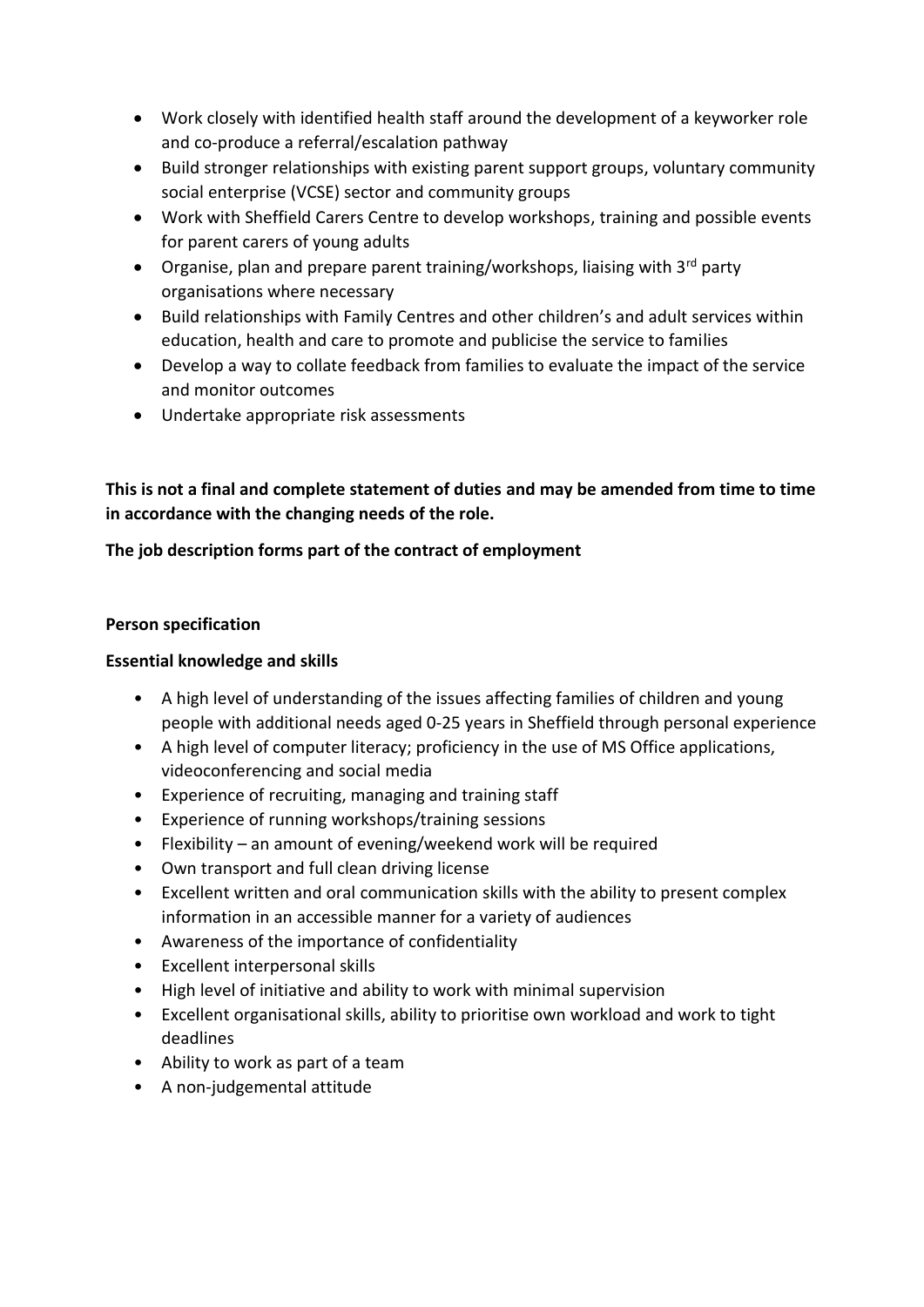- Work closely with identified health staff around the development of a keyworker role and co-produce a referral/escalation pathway
- Build stronger relationships with existing parent support groups, voluntary community social enterprise (VCSE) sector and community groups
- Work with Sheffield Carers Centre to develop workshops, training and possible events for parent carers of young adults
- Organise, plan and prepare parent training/workshops, liaising with 3rd party organisations where necessary
- Build relationships with Family Centres and other children's and adult services within education, health and care to promote and publicise the service to families
- Develop a way to collate feedback from families to evaluate the impact of the service and monitor outcomes
- Undertake appropriate risk assessments

**This is not a final and complete statement of duties and may be amended from time to time in accordance with the changing needs of the role.**

**The job description forms part of the contract of employment**

**Person specification**

**Essential knowledge and skills**

- A high level of understanding of the issues affecting families of children and young people with additional needs aged 0-25 years in Sheffield through personal experience
- A high level of computer literacy; proficiency in the use of MS Office applications, videoconferencing and social media
- Experience of recruiting, managing and training staff
- Experience of running workshops/training sessions
- Flexibility – an amount of evening/weekend work will be required
- Own transport and full clean driving license
- Excellent written and oral communication skills with the ability to present complex information in an accessible manner for a variety of audiences
- Awareness of the importance of confidentiality
- Excellent interpersonal skills
- High level of initiative and ability to work with minimal supervision
- Excellent organisational skills, ability to prioritise own workload and work to tight deadlines
- Ability to work as part of a team
- A non-judgemental attitude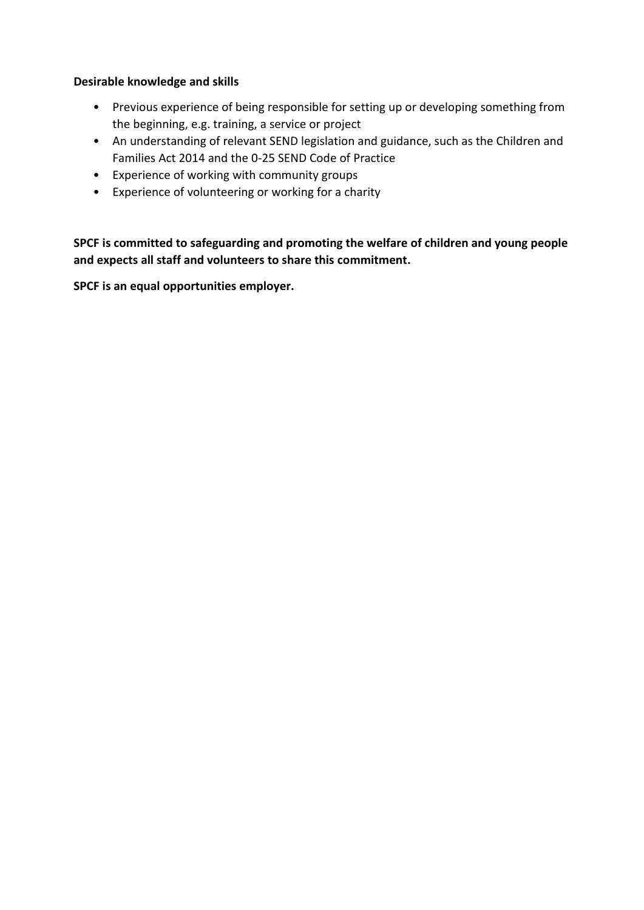**Desirable knowledge and skills**

- Previous experience of being responsible for setting up or developing something from the beginning, e.g. training, a service or project
- An understanding of relevant SEND legislation and guidance, such as the Children and Families Act 2014 and the 0-25 SEND Code of Practice
- Experience of working with community groups
- Experience of volunteering or working for a charity

**SPCF is committed to safeguarding and promoting the welfare of children and young people and expects all staff and volunteers to share this commitment.**

**SPCF is an equal opportunities employer.**